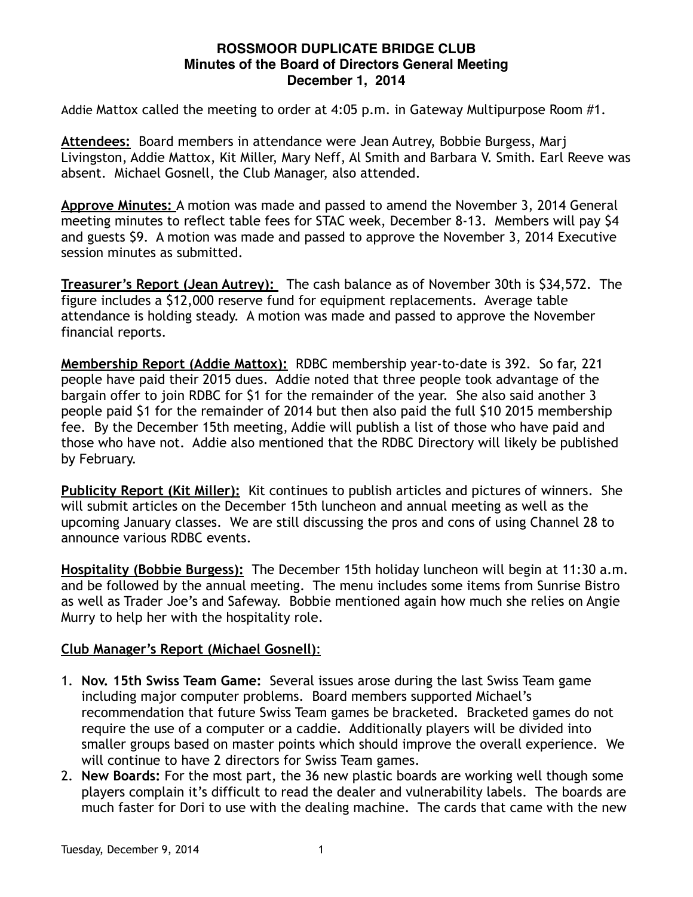# ROSSMOOR DUPLICATE BRIDGE CLUB
## Minutes of the Board of Directors General Meeting
## December 1, 2014

Addie Mattox called the meeting to order at 4:05 p.m. in Gateway Multipurpose Room #1.

**Attendees:** Board members in attendance were Jean Autrey, Bobbie Burgess, Marj Livingston, Addie Mattox, Kit Miller, Mary Neff, Al Smith and Barbara V. Smith. Earl Reeve was absent. Michael Gosnell, the Club Manager, also attended.

**Approve Minutes:** A motion was made and passed to amend the November 3, 2014 General meeting minutes to reflect table fees for STAC week, December 8-13. Members will pay $4 and guests $9. A motion was made and passed to approve the November 3, 2014 Executive session minutes as submitted.

**Treasurer's Report (Jean Autrey):** The cash balance as of November 30th is $34,572. The figure includes a $12,000 reserve fund for equipment replacements. Average table attendance is holding steady. A motion was made and passed to approve the November financial reports.

**Membership Report (Addie Mattox):** RDBC membership year-to-date is 392. So far, 221 people have paid their 2015 dues. Addie noted that three people took advantage of the bargain offer to join RDBC for $1 for the remainder of the year. She also said another 3 people paid $1 for the remainder of 2014 but then also paid the full $10 2015 membership fee. By the December 15th meeting, Addie will publish a list of those who have paid and those who have not. Addie also mentioned that the RDBC Directory will likely be published by February.

**Publicity Report (Kit Miller):** Kit continues to publish articles and pictures of winners. She will submit articles on the December 15th luncheon and annual meeting as well as the upcoming January classes. We are still discussing the pros and cons of using Channel 28 to announce various RDBC events.

**Hospitality (Bobbie Burgess):** The December 15th holiday luncheon will begin at 11:30 a.m. and be followed by the annual meeting. The menu includes some items from Sunrise Bistro as well as Trader Joe's and Safeway. Bobbie mentioned again how much she relies on Angie Murry to help her with the hospitality role.

**Club Manager's Report (Michael Gosnell):**

1. **Nov. 15th Swiss Team Game:** Several issues arose during the last Swiss Team game including major computer problems. Board members supported Michael's recommendation that future Swiss Team games be bracketed. Bracketed games do not require the use of a computer or a caddie. Additionally players will be divided into smaller groups based on master points which should improve the overall experience. We will continue to have 2 directors for Swiss Team games.
2. **New Boards:** For the most part, the 36 new plastic boards are working well though some players complain it's difficult to read the dealer and vulnerability labels. The boards are much faster for Dori to use with the dealing machine. The cards that came with the new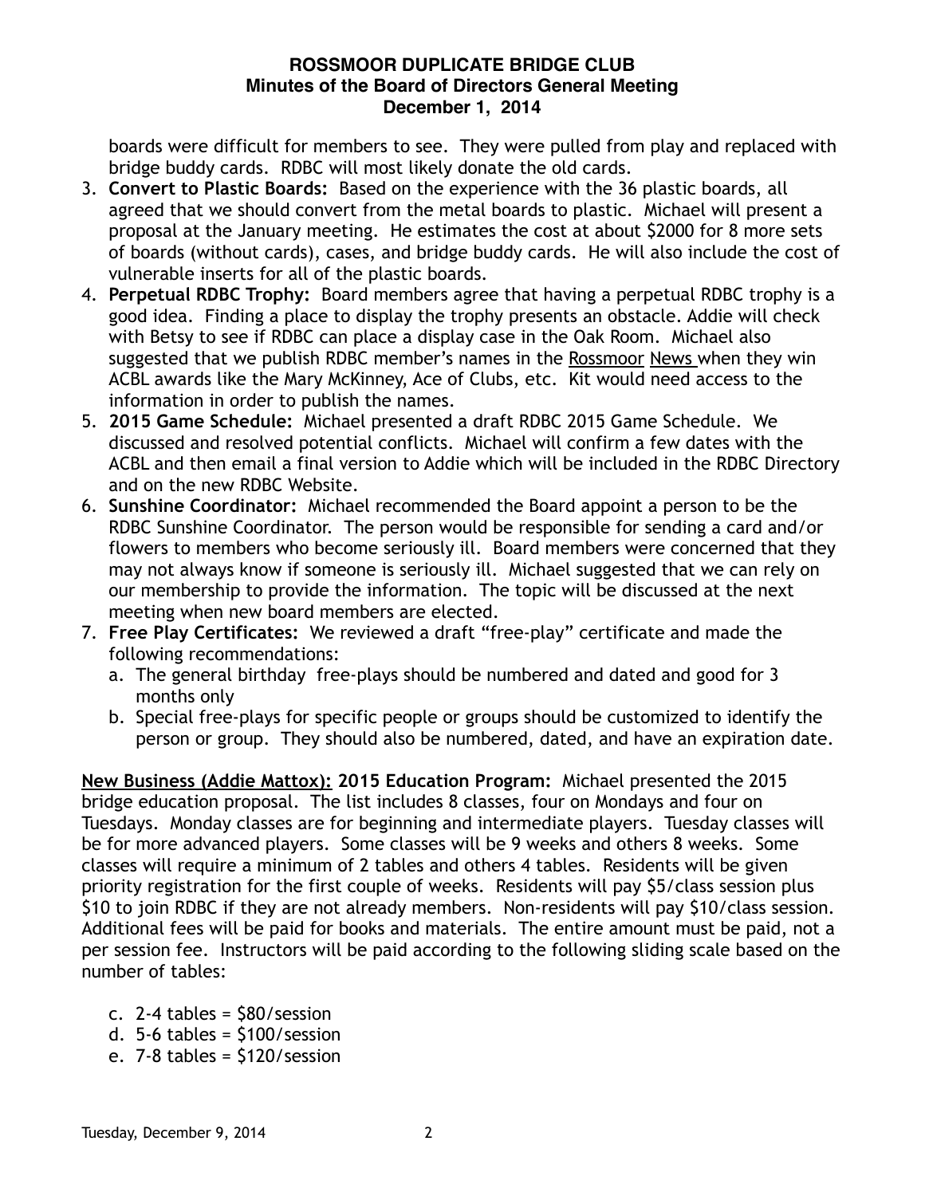boards were difficult for members to see. They were pulled from play and replaced with bridge buddy cards. RDBC will most likely donate the old cards.

3. **Convert to Plastic Boards:** Based on the experience with the 36 plastic boards, all agreed that we should convert from the metal boards to plastic. Michael will present a proposal at the January meeting. He estimates the cost at about $2000 for 8 more sets of boards (without cards), cases, and bridge buddy cards. He will also include the cost of vulnerable inserts for all of the plastic boards.
4. **Perpetual RDBC Trophy:** Board members agree that having a perpetual RDBC trophy is a good idea. Finding a place to display the trophy presents an obstacle. Addie will check with Betsy to see if RDBC can place a display case in the Oak Room. Michael also suggested that we publish RDBC member's names in the Rossmoor News when they win ACBL awards like the Mary McKinney, Ace of Clubs, etc. Kit would need access to the information in order to publish the names.
5. **2015 Game Schedule:** Michael presented a draft RDBC 2015 Game Schedule. We discussed and resolved potential conflicts. Michael will confirm a few dates with the ACBL and then email a final version to Addie which will be included in the RDBC Directory and on the new RDBC Website.
6. **Sunshine Coordinator:** Michael recommended the Board appoint a person to be the RDBC Sunshine Coordinator. The person would be responsible for sending a card and/or flowers to members who become seriously ill. Board members were concerned that they may not always know if someone is seriously ill. Michael suggested that we can rely on our membership to provide the information. The topic will be discussed at the next meeting when new board members are elected.
7. **Free Play Certificates:** We reviewed a draft "free-play" certificate and made the following recommendations:
   a. The general birthday free-plays should be numbered and dated and good for 3 months only
   b. Special free-plays for specific people or groups should be customized to identify the person or group. They should also be numbered, dated, and have an expiration date.

**New Business (Addie Mattox): 2015 Education Program:** Michael presented the 2015 bridge education proposal. The list includes 8 classes, four on Mondays and four on Tuesdays. Monday classes are for beginning and intermediate players. Tuesday classes will be for more advanced players. Some classes will be 9 weeks and others 8 weeks. Some classes will require a minimum of 2 tables and others 4 tables. Residents will be given priority registration for the first couple of weeks. Residents will pay $5/class session plus $10 to join RDBC if they are not already members. Non-residents will pay $10/class session. Additional fees will be paid for books and materials. The entire amount must be paid, not a per session fee. Instructors will be paid according to the following sliding scale based on the number of tables:

c. 2-4 tables = $80/session
d. 5-6 tables = $100/session
e. 7-8 tables = $120/session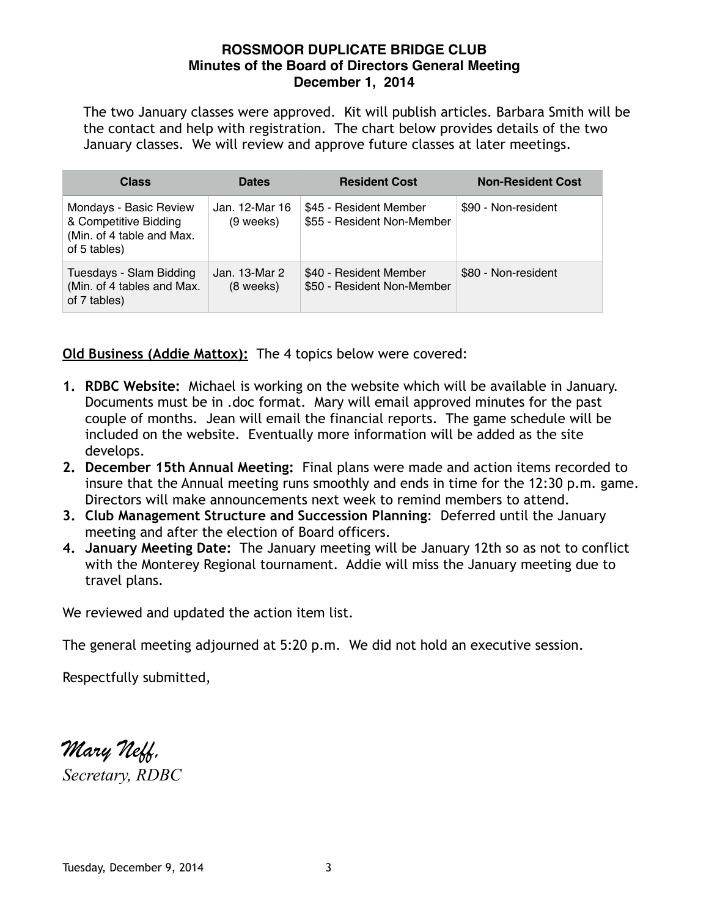**ROSSMOOR DUPLICATE BRIDGE CLUB**
**Minutes of the Board of Directors General Meeting**
**December 1, 2014**

The two January classes were approved. Kit will publish articles. Barbara Smith will be the contact and help with registration. The chart below provides details of the two January classes. We will review and approve future classes at later meetings.

| Class | Dates | Resident Cost | Non-Resident Cost |
|---|---|---|---|
| Mondays - Basic Review & Competitive Bidding (Min. of 4 table and Max. of 5 tables) | Jan. 12-Mar 16 (9 weeks) | $45 - Resident Member<br>$55 - Resident Non-Member | $90 - Non-resident |
| Tuesdays - Slam Bidding (Min. of 4 tables and Max. of 7 tables) | Jan. 13-Mar 2 (8 weeks) | $40 - Resident Member<br>$50 - Resident Non-Member | $80 - Non-resident |

**Old Business (Addie Mattox):** The 4 topics below were covered:

1. **RDBC Website:** Michael is working on the website which will be available in January. Documents must be in .doc format. Mary will email approved minutes for the past couple of months. Jean will email the financial reports. The game schedule will be included on the website. Eventually more information will be added as the site develops.
2. **December 15th Annual Meeting:** Final plans were made and action items recorded to insure that the Annual meeting runs smoothly and ends in time for the 12:30 p.m. game. Directors will make announcements next week to remind members to attend.
3. **Club Management Structure and Succession Planning**: Deferred until the January meeting and after the election of Board officers.
4. **January Meeting Date:** The January meeting will be January 12th so as not to conflict with the Monterey Regional tournament. Addie will miss the January meeting due to travel plans.

We reviewed and updated the action item list.

The general meeting adjourned at 5:20 p.m. We did not hold an executive session.

Respectfully submitted,

*Mary Neff,*
*Secretary, RDBC*